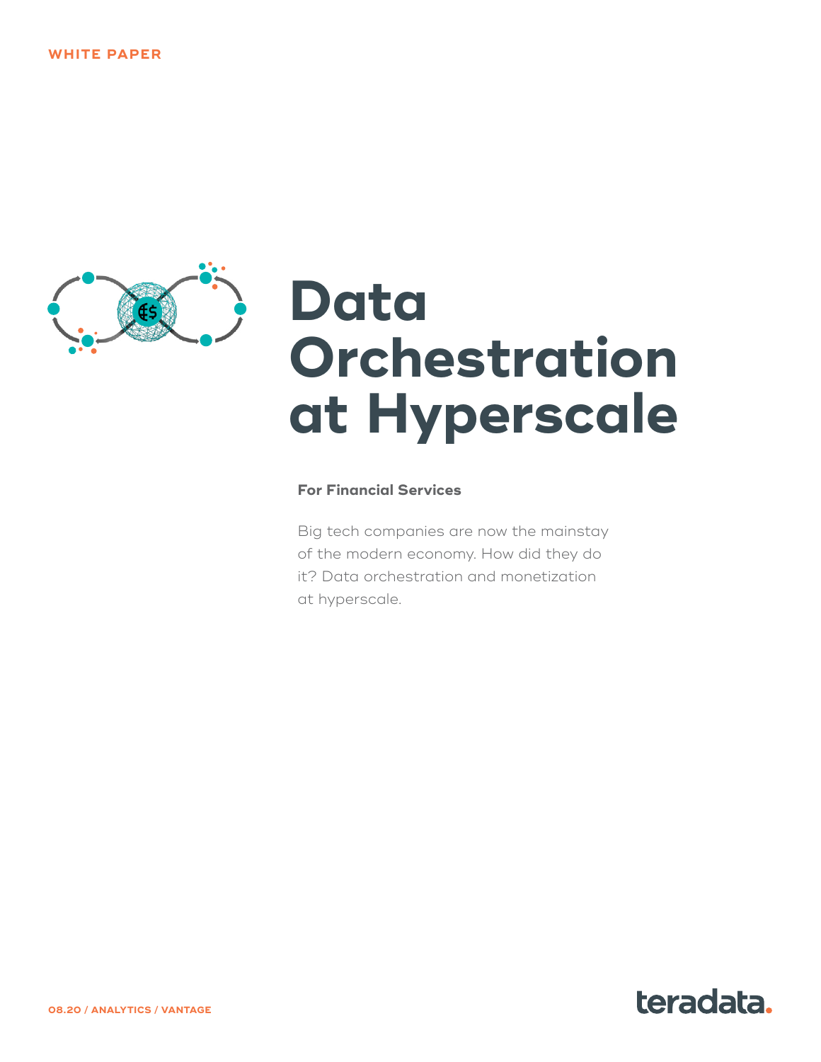WHITE PAPER

# Data Orchestration at Hyperscale

**For Financial Services**

Big tech companies are now the mainstay of the modern economy. How did they do it? Data orchestration and monetization at hyperscale.

08.20 / ANALYTICS / VANTAGE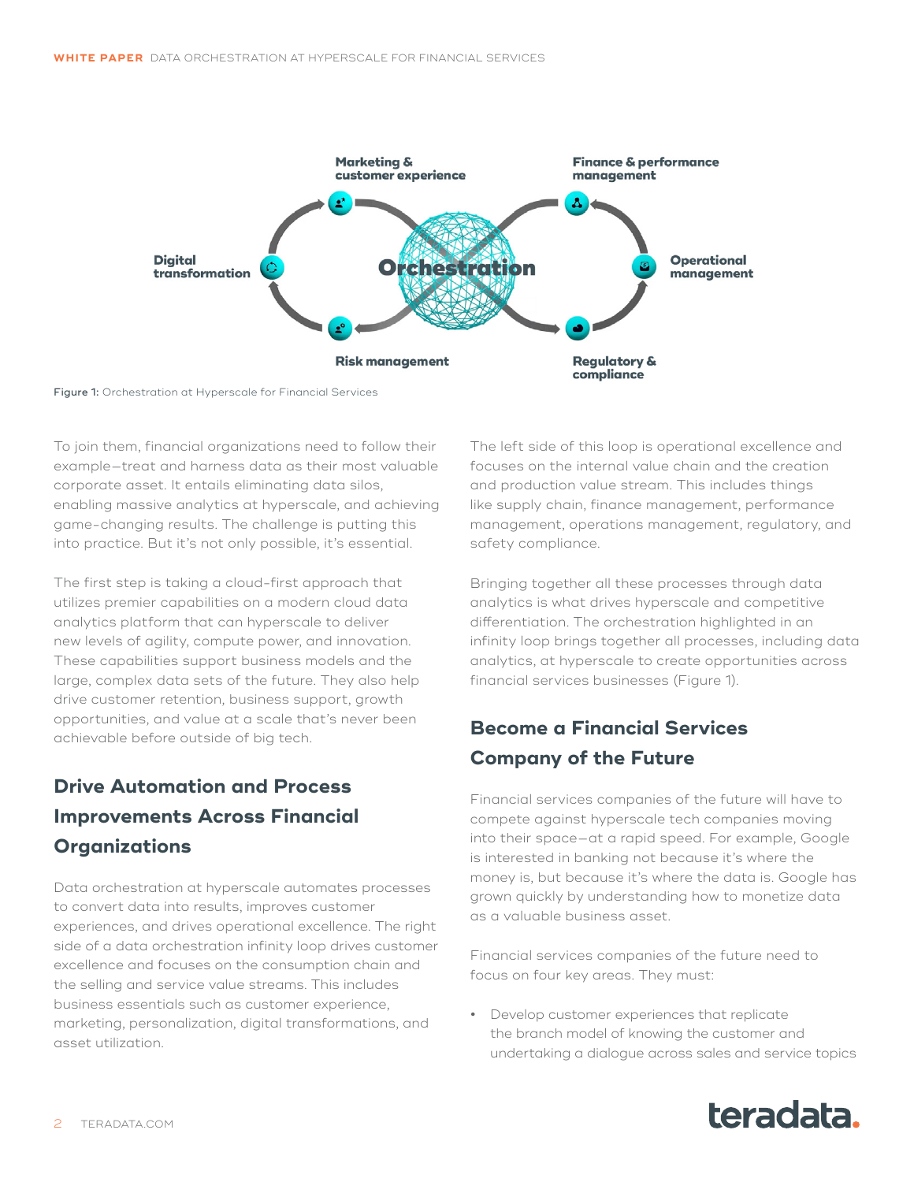Marketing & customer experience

Finance & performance management

Digital transformation

Orchestration

Operational management

Risk management

Regulatory & compliance

Figure 1: Orchestration at Hyperscale for Financial Services

To join them, financial organizations need to follow their example—treat and harness data as their most valuable corporate asset. It entails eliminating data silos, enabling massive analytics at hyperscale, and achieving game-changing results. The challenge is putting this into practice. But it's not only possible, it's essential.

The first step is taking a cloud-first approach that utilizes premier capabilities on a modern cloud data analytics platform that can hyperscale to deliver new levels of agility, compute power, and innovation. These capabilities support business models and the large, complex data sets of the future. They also help drive customer retention, business support, growth opportunities, and value at a scale that's never been achievable before outside of big tech.

## Drive Automation and Process Improvements Across Financial Organizations

Data orchestration at hyperscale automates processes to convert data into results, improves customer experiences, and drives operational excellence. The right side of a data orchestration infinity loop drives customer excellence and focuses on the consumption chain and the selling and service value streams. This includes business essentials such as customer experience, marketing, personalization, digital transformations, and asset utilization.

The left side of this loop is operational excellence and focuses on the internal value chain and the creation and production value stream. This includes things like supply chain, finance management, performance management, operations management, regulatory, and safety compliance.

Bringing together all these processes through data analytics is what drives hyperscale and competitive differentiation. The orchestration highlighted in an infinity loop brings together all processes, including data analytics, at hyperscale to create opportunities across financial services businesses (Figure 1).

## Become a Financial Services Company of the Future

Financial services companies of the future will have to compete against hyperscale tech companies moving into their space—at a rapid speed. For example, Google is interested in banking not because it's where the money is, but because it's where the data is. Google has grown quickly by understanding how to monetize data as a valuable business asset.

Financial services companies of the future need to focus on four key areas. They must:

- Develop customer experiences that replicate the branch model of knowing the customer and undertaking a dialogue across sales and service topics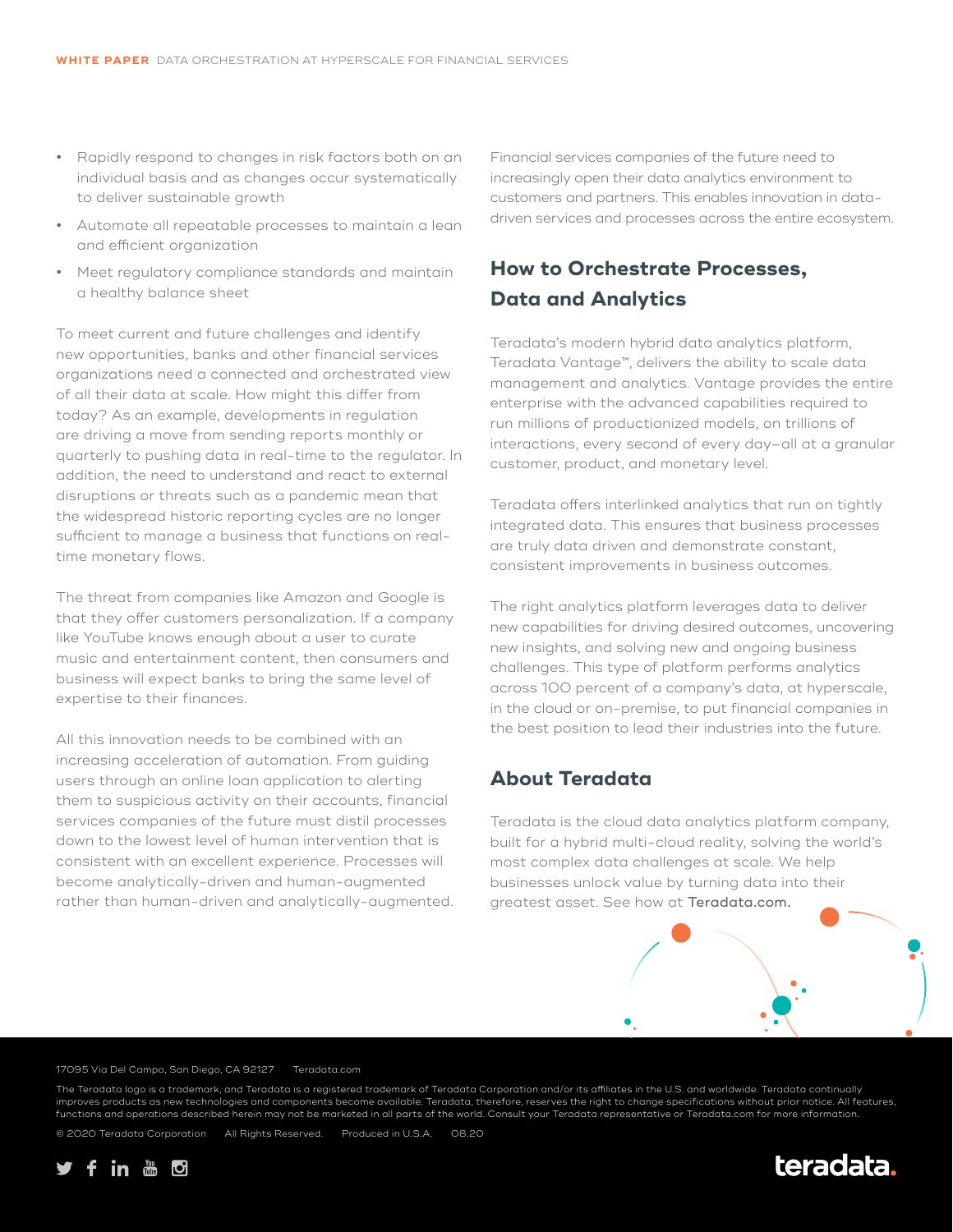- Rapidly respond to changes in risk factors both on an individual basis and as changes occur systematically to deliver sustainable growth
- Automate all repeatable processes to maintain a lean and efficient organization
- Meet regulatory compliance standards and maintain a healthy balance sheet

To meet current and future challenges and identify new opportunities, banks and other financial services organizations need a connected and orchestrated view of all their data at scale. How might this differ from today? As an example, developments in regulation are driving a move from sending reports monthly or quarterly to pushing data in real-time to the regulator. In addition, the need to understand and react to external disruptions or threats such as a pandemic mean that the widespread historic reporting cycles are no longer sufficient to manage a business that functions on real-time monetary flows.

The threat from companies like Amazon and Google is that they offer customers personalization. If a company like YouTube knows enough about a user to curate music and entertainment content, then consumers and business will expect banks to bring the same level of expertise to their finances.

All this innovation needs to be combined with an increasing acceleration of automation. From guiding users through an online loan application to alerting them to suspicious activity on their accounts, financial services companies of the future must distil processes down to the lowest level of human intervention that is consistent with an excellent experience. Processes will become analytically-driven and human-augmented rather than human-driven and analytically-augmented.

Financial services companies of the future need to increasingly open their data analytics environment to customers and partners. This enables innovation in data-driven services and processes across the entire ecosystem.

## How to Orchestrate Processes, Data and Analytics

Teradata's modern hybrid data analytics platform, Teradata Vantage™, delivers the ability to scale data management and analytics. Vantage provides the entire enterprise with the advanced capabilities required to run millions of productionized models, on trillions of interactions, every second of every day–all at a granular customer, product, and monetary level.

Teradata offers interlinked analytics that run on tightly integrated data. This ensures that business processes are truly data driven and demonstrate constant, consistent improvements in business outcomes.

The right analytics platform leverages data to deliver new capabilities for driving desired outcomes, uncovering new insights, and solving new and ongoing business challenges. This type of platform performs analytics across 100 percent of a company's data, at hyperscale, in the cloud or on-premise, to put financial companies in the best position to lead their industries into the future.

## About Teradata

Teradata is the cloud data analytics platform company, built for a hybrid multi-cloud reality, solving the world's most complex data challenges at scale. We help businesses unlock value by turning data into their greatest asset. See how at **Teradata.com.**

17095 Via Del Campo, San Diego, CA 92127 Teradata.com

The Teradata logo is a trademark, and Teradata is a registered trademark of Teradata Corporation and/or its affiliates in the U.S. and worldwide. Teradata continually improves products as new technologies and components become available. Teradata, therefore, reserves the right to change specifications without prior notice. All features, functions and operations described herein may not be marketed in all parts of the world. Consult your Teradata representative or Teradata.com for more information.

© 2020 Teradata Corporation All Rights Reserved. Produced in U.S.A. 08.20